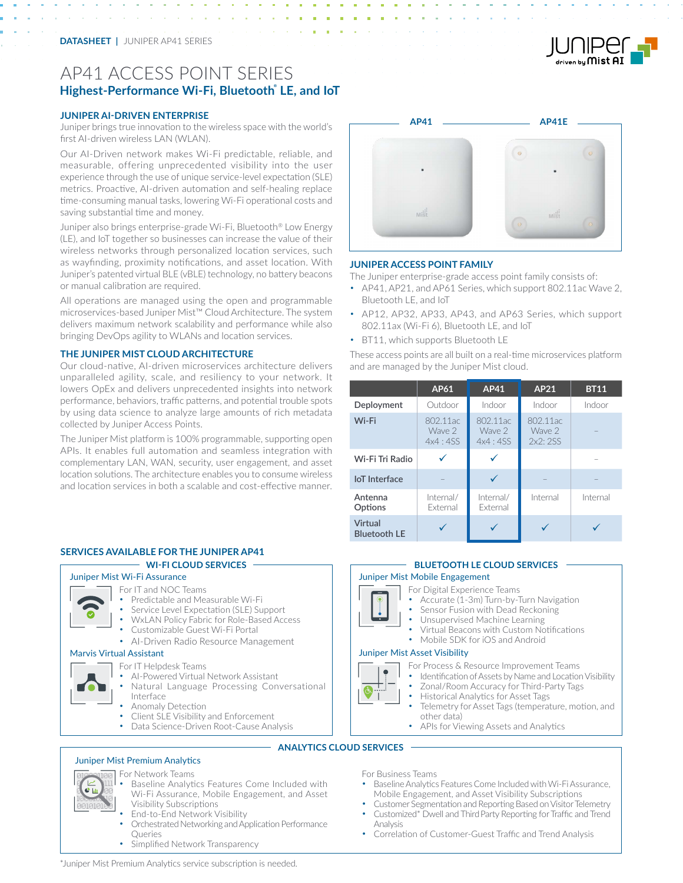DATASHEET | JUNIPER AP41 SERIES

# AP41 ACCESS POINT SERIES

## Highest-Performance Wi-Fi, Bluetooth® LE, and IoT

### JUNIPER AI-DRIVEN ENTERPRISE

Juniper brings true innovation to the wireless space with the world's first AI-driven wireless LAN (WLAN).

Our AI-Driven network makes Wi-Fi predictable, reliable, and measurable, offering unprecedented visibility into the user experience through the use of unique service-level expectation (SLE) metrics. Proactive, AI-driven automation and self-healing replace time-consuming manual tasks, lowering Wi-Fi operational costs and saving substantial time and money.

Juniper also brings enterprise-grade Wi-Fi, Bluetooth® Low Energy (LE), and IoT together so businesses can increase the value of their wireless networks through personalized location services, such as wayfinding, proximity notifications, and asset location. With Juniper's patented virtual BLE (vBLE) technology, no battery beacons or manual calibration are required.

All operations are managed using the open and programmable microservices-based Juniper Mist™ Cloud Architecture. The system delivers maximum network scalability and performance while also bringing DevOps agility to WLANs and location services.

### THE JUNIPER MIST CLOUD ARCHITECTURE

Our cloud-native, AI-driven microservices architecture delivers unparalleled agility, scale, and resiliency to your network. It lowers OpEx and delivers unprecedented insights into network performance, behaviors, traffic patterns, and potential trouble spots by using data science to analyze large amounts of rich metadata collected by Juniper Access Points.

The Juniper Mist platform is 100% programmable, supporting open APIs. It enables full automation and seamless integration with complementary LAN, WAN, security, user engagement, and asset location solutions. The architecture enables you to consume wireless and location services in both a scalable and cost-effective manner.

AP41 | AP41E

### JUNIPER ACCESS POINT FAMILY

The Juniper enterprise-grade access point family consists of:

- AP41, AP21, and AP61 Series, which support 802.11ac Wave 2, Bluetooth LE, and IoT
- AP12, AP32, AP33, AP43, and AP63 Series, which support 802.11ax (Wi-Fi 6), Bluetooth LE, and IoT
- BT11, which supports Bluetooth LE

These access points are all built on a real-time microservices platform and are managed by the Juniper Mist cloud.

| | AP61 | AP41 | AP21 | BT11 |
|---|---|---|---|---|
| Deployment | Outdoor | Indoor | Indoor | Indoor |
| Wi-Fi | 802.11ac Wave 2 4x4 : 4SS | 802.11ac Wave 2 4x4 : 4SS | 802.11ac Wave 2 2x2: 2SS | – |
| Wi-Fi Tri Radio | ✓ | ✓ | | – |
| IoT Interface | – | ✓ | – | – |
| Antenna Options | Internal/ External | Internal/ External | Internal | Internal |
| Virtual Bluetooth LE | ✓ | ✓ | ✓ | ✓ |

### SERVICES AVAILABLE FOR THE JUNIPER AP41

#### WI-FI CLOUD SERVICES

**Juniper Mist Wi-Fi Assurance**

For IT and NOC Teams
- Predictable and Measurable Wi-Fi
- Service Level Expectation (SLE) Support
- WxLAN Policy Fabric for Role-Based Access
- Customizable Guest Wi-Fi Portal
- AI-Driven Radio Resource Management

**Marvis Virtual Assistant**

For IT Helpdesk Teams
- AI-Powered Virtual Network Assistant
- Natural Language Processing Conversational Interface
- Anomaly Detection
- Client SLE Visibility and Enforcement
- Data Science-Driven Root-Cause Analysis

#### BLUETOOTH LE CLOUD SERVICES

**Juniper Mist Mobile Engagement**

For Digital Experience Teams
- Accurate (1-3m) Turn-by-Turn Navigation
- Sensor Fusion with Dead Reckoning
- Unsupervised Machine Learning
- Virtual Beacons with Custom Notifications
- Mobile SDK for iOS and Android

**Juniper Mist Asset Visibility**

For Process & Resource Improvement Teams
- Identification of Assets by Name and Location Visibility
- Zonal/Room Accuracy for Third-Party Tags
- Historical Analytics for Asset Tags
- Telemetry for Asset Tags (temperature, motion, and other data)
- APIs for Viewing Assets and Analytics

#### ANALYTICS CLOUD SERVICES

**Juniper Mist Premium Analytics**

For Network Teams
- Baseline Analytics Features Come Included with Wi-Fi Assurance, Mobile Engagement, and Asset Visibility Subscriptions
- End-to-End Network Visibility
- Orchestrated Networking and Application Performance Queries
- Simplified Network Transparency

For Business Teams
- Baseline Analytics Features Come Included with Wi-Fi Assurance, Mobile Engagement, and Asset Visibility Subscriptions
- Customer Segmentation and Reporting Based on Visitor Telemetry
- Customized* Dwell and Third Party Reporting for Traffic and Trend Analysis
- Correlation of Customer-Guest Traffic and Trend Analysis

*Juniper Mist Premium Analytics service subscription is needed.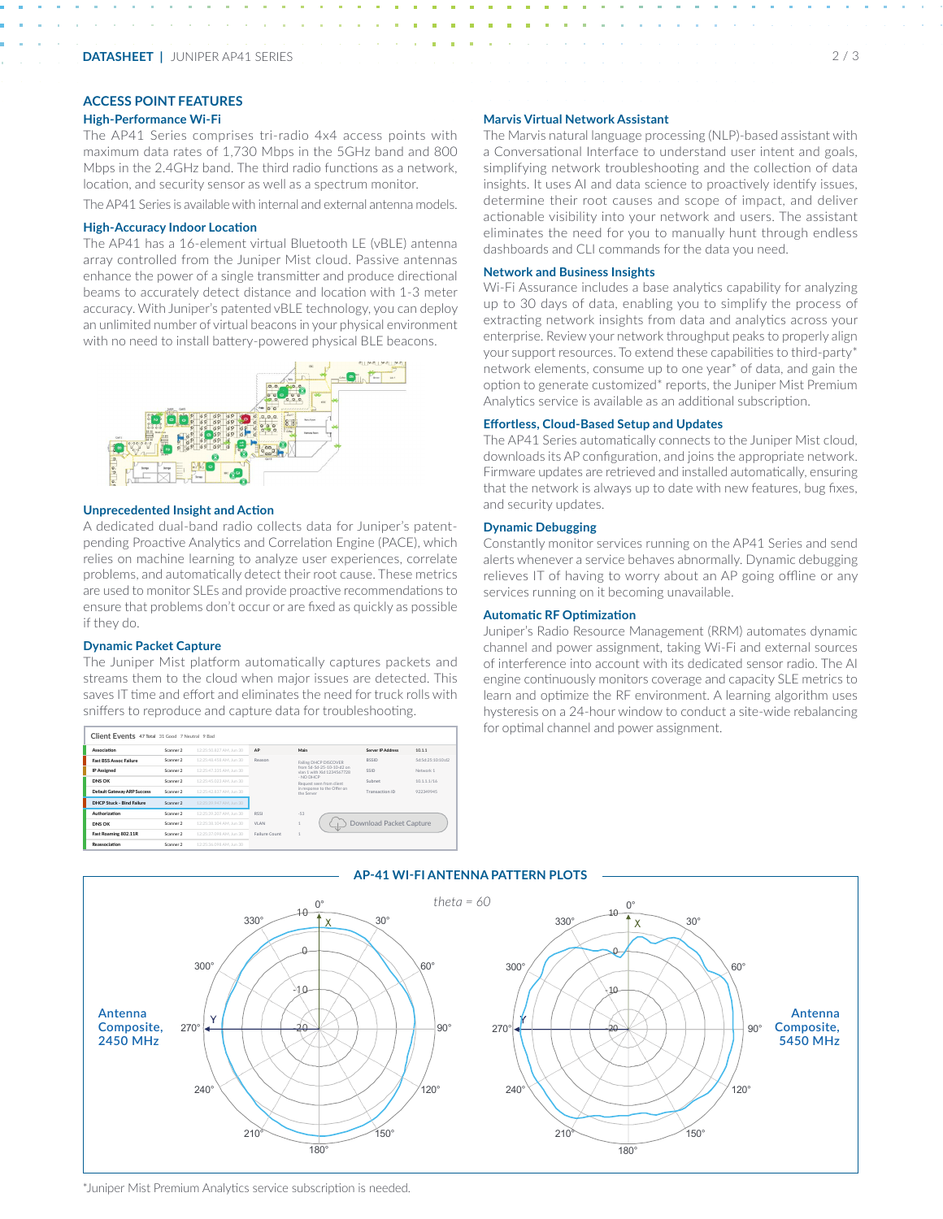## ACCESS POINT FEATURES

### High-Performance Wi-Fi

The AP41 Series comprises tri-radio 4x4 access points with maximum data rates of 1,730 Mbps in the 5GHz band and 800 Mbps in the 2.4GHz band. The third radio functions as a network, location, and security sensor as well as a spectrum monitor.

The AP41 Series is available with internal and external antenna models.

### High-Accuracy Indoor Location

The AP41 has a 16-element virtual Bluetooth LE (vBLE) antenna array controlled from the Juniper Mist cloud. Passive antennas enhance the power of a single transmitter and produce directional beams to accurately detect distance and location with 1-3 meter accuracy. With Juniper's patented vBLE technology, you can deploy an unlimited number of virtual beacons in your physical environment with no need to install battery-powered physical BLE beacons.

### Unprecedented Insight and Action

A dedicated dual-band radio collects data for Juniper's patent-pending Proactive Analytics and Correlation Engine (PACE), which relies on machine learning to analyze user experiences, correlate problems, and automatically detect their root cause. These metrics are used to monitor SLEs and provide proactive recommendations to ensure that problems don't occur or are fixed as quickly as possible if they do.

### Dynamic Packet Capture

The Juniper Mist platform automatically captures packets and streams them to the cloud when major issues are detected. This saves IT time and effort and eliminates the need for truck rolls with sniffers to reproduce and capture data for troubleshooting.

### Marvis Virtual Network Assistant

The Marvis natural language processing (NLP)-based assistant with a Conversational Interface to understand user intent and goals, simplifying network troubleshooting and the collection of data insights. It uses AI and data science to proactively identify issues, determine their root causes and scope of impact, and deliver actionable visibility into your network and users. The assistant eliminates the need for you to manually hunt through endless dashboards and CLI commands for the data you need.

### Network and Business Insights

Wi-Fi Assurance includes a base analytics capability for analyzing up to 30 days of data, enabling you to simplify the process of extracting network insights from data and analytics across your enterprise. Review your network throughput peaks to properly align your support resources. To extend these capabilities to third-party* network elements, consume up to one year* of data, and gain the option to generate customized* reports, the Juniper Mist Premium Analytics service is available as an additional subscription.

### Effortless, Cloud-Based Setup and Updates

The AP41 Series automatically connects to the Juniper Mist cloud, downloads its AP configuration, and joins the appropriate network. Firmware updates are retrieved and installed automatically, ensuring that the network is always up to date with new features, bug fixes, and security updates.

### Dynamic Debugging

Constantly monitor services running on the AP41 Series and send alerts whenever a service behaves abnormally. Dynamic debugging relieves IT of having to worry about an AP going offline or any services running on it becoming unavailable.

### Automatic RF Optimization

Juniper's Radio Resource Management (RRM) automates dynamic channel and power assignment, taking Wi-Fi and external sources of interference into account with its dedicated sensor radio. The AI engine continuously monitors coverage and capacity SLE metrics to learn and optimize the RF environment. A learning algorithm uses hysteresis on a 24-hour window to conduct a site-wide rebalancing for optimal channel and power assignment.

### AP-41 WI-FI ANTENNA PATTERN PLOTS

theta = 60

Antenna Composite, 2450 MHz

Antenna Composite, 5450 MHz

*Juniper Mist Premium Analytics service subscription is needed.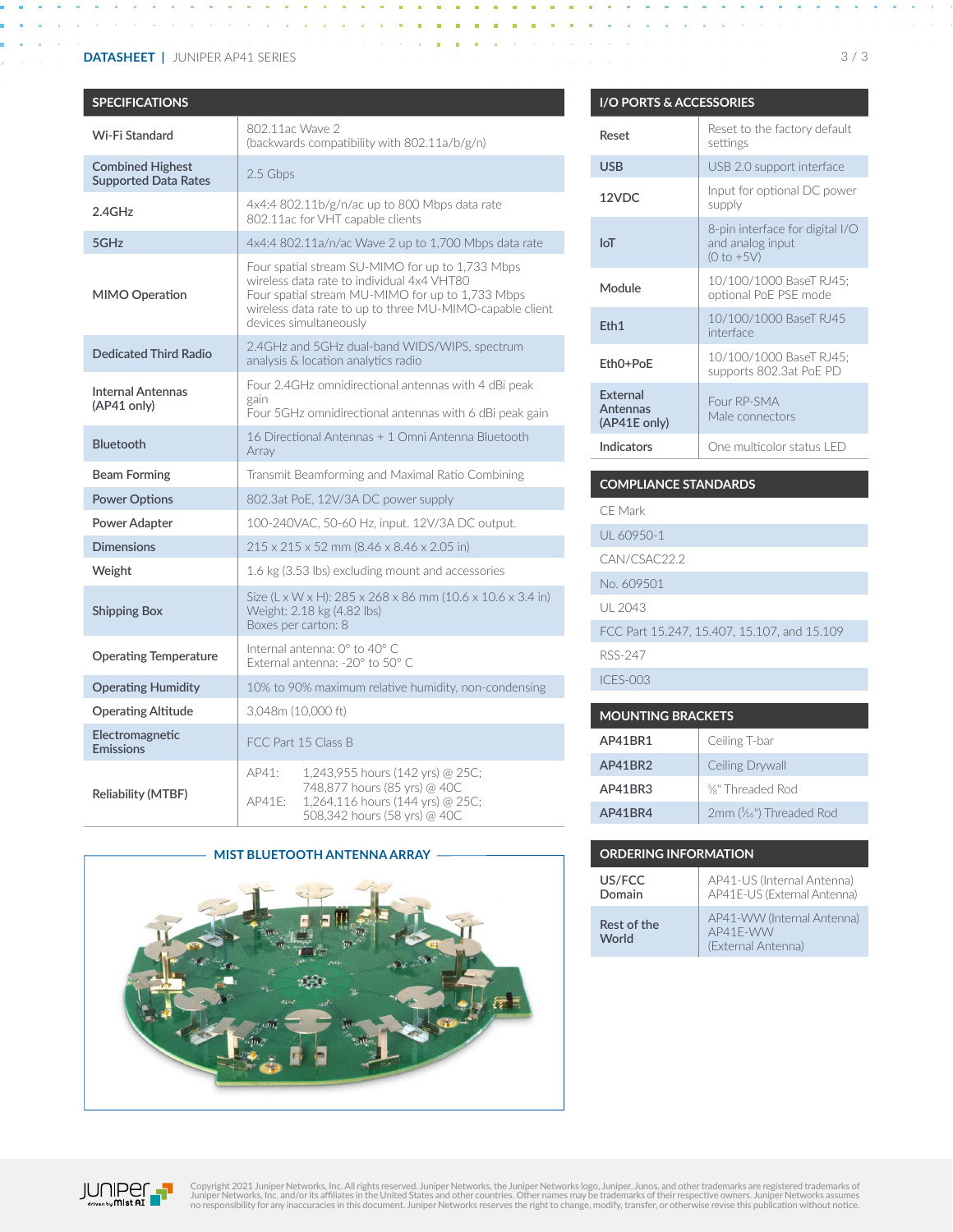## SPECIFICATIONS

| | |
|---|---|
| Wi-Fi Standard | 802.11ac Wave 2<br>(backwards compatibility with 802.11a/b/g/n) |
| Combined Highest Supported Data Rates | 2.5 Gbps |
| 2.4GHz | 4x4:4 802.11b/g/n/ac up to 800 Mbps data rate<br>802.11ac for VHT capable clients |
| 5GHz | 4x4:4 802.11a/n/ac Wave 2 up to 1,700 Mbps data rate |
| MIMO Operation | Four spatial stream SU-MIMO for up to 1,733 Mbps wireless data rate to individual 4x4 VHT80<br>Four spatial stream MU-MIMO for up to 1,733 Mbps wireless data rate to up to three MU-MIMO-capable client devices simultaneously |
| Dedicated Third Radio | 2.4GHz and 5GHz dual-band WIDS/WIPS, spectrum analysis & location analytics radio |
| Internal Antennas (AP41 only) | Four 2.4GHz omnidirectional antennas with 4 dBi peak gain<br>Four 5GHz omnidirectional antennas with 6 dBi peak gain |
| Bluetooth | 16 Directional Antennas + 1 Omni Antenna Bluetooth Array |
| Beam Forming | Transmit Beamforming and Maximal Ratio Combining |
| Power Options | 802.3at PoE, 12V/3A DC power supply |
| Power Adapter | 100-240VAC, 50-60 Hz, input. 12V/3A DC output. |
| Dimensions | 215 x 215 x 52 mm (8.46 x 8.46 x 2.05 in) |
| Weight | 1.6 kg (3.53 lbs) excluding mount and accessories |
| Shipping Box | Size (L x W x H): 285 x 268 x 86 mm (10.6 x 10.6 x 3.4 in)<br>Weight: 2.18 kg (4.82 lbs)<br>Boxes per carton: 8 |
| Operating Temperature | Internal antenna: 0° to 40° C<br>External antenna: -20° to 50° C |
| Operating Humidity | 10% to 90% maximum relative humidity, non-condensing |
| Operating Altitude | 3,048m (10,000 ft) |
| Electromagnetic Emissions | FCC Part 15 Class B |
| Reliability (MTBF) | AP41: 1,243,955 hours (142 yrs) @ 25C; 748,877 hours (85 yrs) @ 40C<br>AP41E: 1,264,116 hours (144 yrs) @ 25C; 508,342 hours (58 yrs) @ 40C |

## MIST BLUETOOTH ANTENNA ARRAY

## I/O PORTS & ACCESSORIES

| | |
|---|---|
| Reset | Reset to the factory default settings |
| USB | USB 2.0 support interface |
| 12VDC | Input for optional DC power supply |
| IoT | 8-pin interface for digital I/O and analog input (0 to +5V) |
| Module | 10/100/1000 BaseT RJ45; optional PoE PSE mode |
| Eth1 | 10/100/1000 BaseT RJ45 interface |
| Eth0+PoE | 10/100/1000 BaseT RJ45; supports 802.3at PoE PD |
| External Antennas (AP41E only) | Four RP-SMA Male connectors |
| Indicators | One multicolor status LED |

## COMPLIANCE STANDARDS

- CE Mark
- UL 60950-1
- CAN/CSAC22.2
- No. 609501
- UL 2043
- FCC Part 15.247, 15.407, 15.107, and 15.109
- RSS-247
- ICES-003

## MOUNTING BRACKETS

| | |
|---|---|
| AP41BR1 | Ceiling T-bar |
| AP41BR2 | Ceiling Drywall |
| AP41BR3 | ⅝" Threaded Rod |
| AP41BR4 | 2mm (1/16") Threaded Rod |

## ORDERING INFORMATION

| | |
|---|---|
| US/FCC Domain | AP41-US (Internal Antenna)<br>AP41E-US (External Antenna) |
| Rest of the World | AP41-WW (Internal Antenna)<br>AP41E-WW (External Antenna) |

Copyright 2021 Juniper Networks, Inc. All rights reserved. Juniper Networks, the Juniper Networks logo, Juniper, Junos, and other trademarks are registered trademarks of Juniper Networks, Inc. and/or its affiliates in the United States and other countries. Other names may be trademarks of their respective owners. Juniper Networks assumes no responsibility for any inaccuracies in this document. Juniper Networks reserves the right to change, modify, transfer, or otherwise revise this publication without notice.